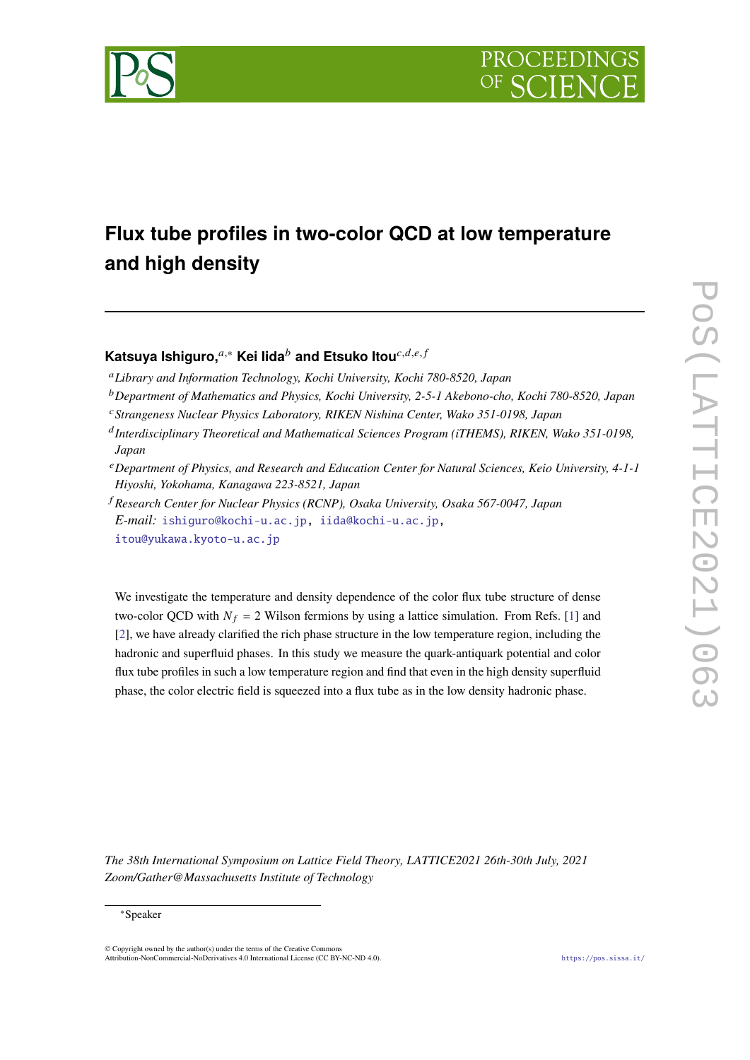# Flux tube profiles in two-color QCD at low temperature and high density

**Katsuya Ishiguro,**[a,*] **Kei Iida**[b] **and Etsuko Itou**[c,d,e,f]

[a] *Library and Information Technology, Kochi University, Kochi 780-8520, Japan*

[b] *Department of Mathematics and Physics, Kochi University, 2-5-1 Akebono-cho, Kochi 780-8520, Japan*

[c] *Strangeness Nuclear Physics Laboratory, RIKEN Nishina Center, Wako 351-0198, Japan*

[d] *Interdisciplinary Theoretical and Mathematical Sciences Program (iTHEMS), RIKEN, Wako 351-0198, Japan*

[e] *Department of Physics, and Research and Education Center for Natural Sciences, Keio University, 4-1-1 Hiyoshi, Yokohama, Kanagawa 223-8521, Japan*

[f] *Research Center for Nuclear Physics (RCNP), Osaka University, Osaka 567-0047, Japan*

*E-mail:* ishiguro@kochi-u.ac.jp, iida@kochi-u.ac.jp, itou@yukawa.kyoto-u.ac.jp

We investigate the temperature and density dependence of the color flux tube structure of dense two-color QCD with $N_f = 2$ Wilson fermions by using a lattice simulation. From Refs. [1] and [2], we have already clarified the rich phase structure in the low temperature region, including the hadronic and superfluid phases. In this study we measure the quark-antiquark potential and color flux tube profiles in such a low temperature region and find that even in the high density superfluid phase, the color electric field is squeezed into a flux tube as in the low density hadronic phase.

*The 38th International Symposium on Lattice Field Theory, LATTICE2021 26th-30th July, 2021 Zoom/Gather@Massachusetts Institute of Technology*

*Speaker

© Copyright owned by the author(s) under the terms of the Creative Commons Attribution-NonCommercial-NoDerivatives 4.0 International License (CC BY-NC-ND 4.0).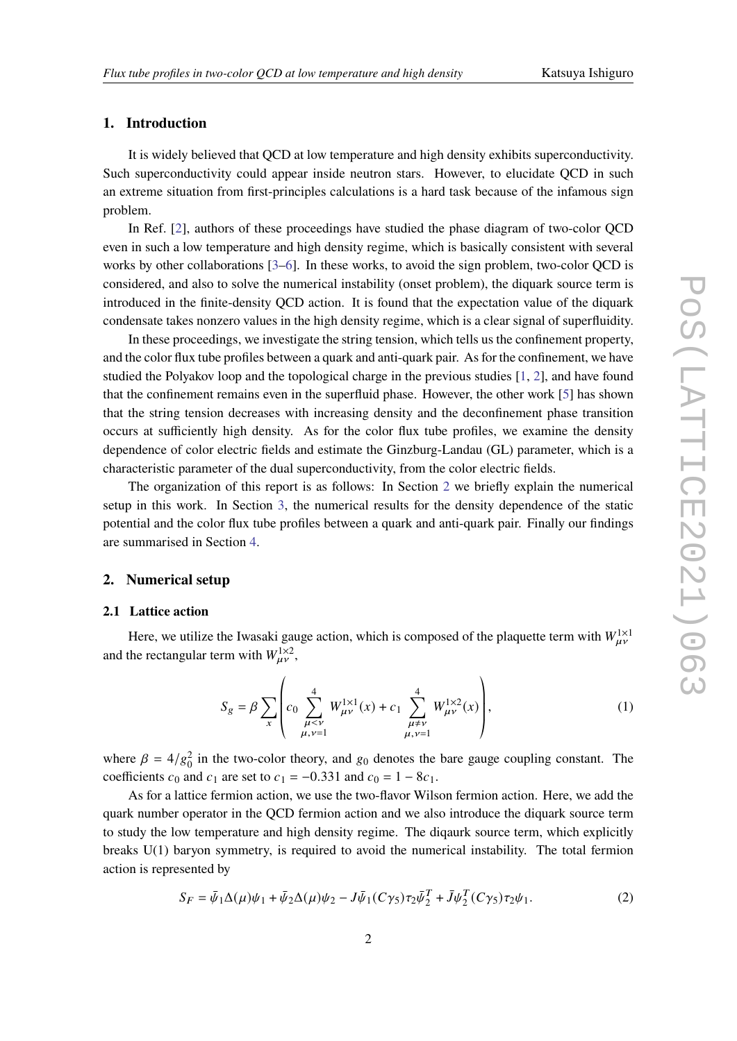## 1. Introduction

It is widely believed that QCD at low temperature and high density exhibits superconductivity. Such superconductivity could appear inside neutron stars. However, to elucidate QCD in such an extreme situation from first-principles calculations is a hard task because of the infamous sign problem.

In Ref. [2], authors of these proceedings have studied the phase diagram of two-color QCD even in such a low temperature and high density regime, which is basically consistent with several works by other collaborations [3–6]. In these works, to avoid the sign problem, two-color QCD is considered, and also to solve the numerical instability (onset problem), the diquark source term is introduced in the finite-density QCD action. It is found that the expectation value of the diquark condensate takes nonzero values in the high density regime, which is a clear signal of superfluidity.

In these proceedings, we investigate the string tension, which tells us the confinement property, and the color flux tube profiles between a quark and anti-quark pair. As for the confinement, we have studied the Polyakov loop and the topological charge in the previous studies [1, 2], and have found that the confinement remains even in the superfluid phase. However, the other work [5] has shown that the string tension decreases with increasing density and the deconfinement phase transition occurs at sufficiently high density. As for the color flux tube profiles, we examine the density dependence of color electric fields and estimate the Ginzburg-Landau (GL) parameter, which is a characteristic parameter of the dual superconductivity, from the color electric fields.

The organization of this report is as follows: In Section 2 we briefly explain the numerical setup in this work. In Section 3, the numerical results for the density dependence of the static potential and the color flux tube profiles between a quark and anti-quark pair. Finally our findings are summarised in Section 4.

## 2. Numerical setup

### 2.1 Lattice action

Here, we utilize the Iwasaki gauge action, which is composed of the plaquette term with $W^{1\times1}_{\mu\nu}$ and the rectangular term with $W^{1\times2}_{\mu\nu}$,

$$S_g = \beta \sum_x \left( c_0 \sum_{\substack{\mu<\nu \\ \mu,\nu=1}}^{4} W^{1\times1}_{\mu\nu}(x) + c_1 \sum_{\substack{\mu\neq\nu \\ \mu,\nu=1}}^{4} W^{1\times2}_{\mu\nu}(x) \right), \tag{1}$$

where $\beta = 4/g_0^2$ in the two-color theory, and $g_0$ denotes the bare gauge coupling constant. The coefficients $c_0$ and $c_1$ are set to $c_1 = -0.331$ and $c_0 = 1 - 8c_1$.

As for a lattice fermion action, we use the two-flavor Wilson fermion action. Here, we add the quark number operator in the QCD fermion action and we also introduce the diquark source term to study the low temperature and high density regime. The diqaurk source term, which explicitly breaks U(1) baryon symmetry, is required to avoid the numerical instability. The total fermion action is represented by

$$S_F = \bar{\psi}_1 \Delta(\mu) \psi_1 + \bar{\psi}_2 \Delta(\mu) \psi_2 - J \bar{\psi}_1 (C\gamma_5) \tau_2 \bar{\psi}_2^T + \bar{J} \psi_2^T (C\gamma_5) \tau_2 \psi_1. \tag{2}$$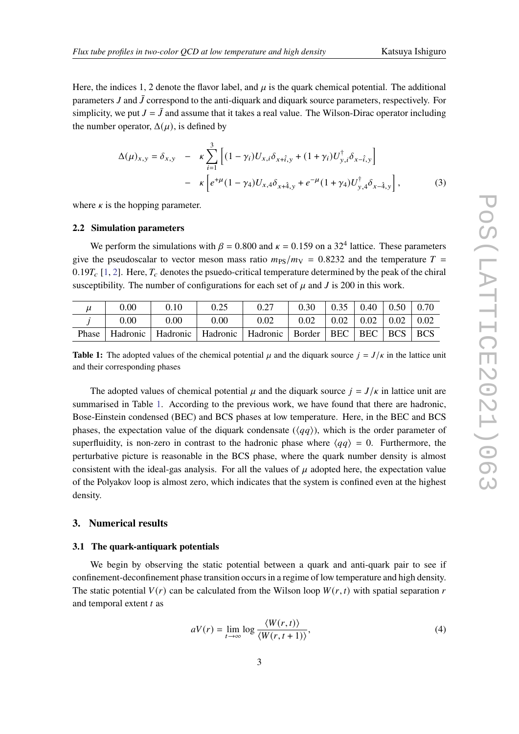Here, the indices 1, 2 denote the flavor label, and $\mu$ is the quark chemical potential. The additional parameters $J$ and $\bar{J}$ correspond to the anti-diquark and diquark source parameters, respectively. For simplicity, we put $J = \bar{J}$ and assume that it takes a real value. The Wilson-Dirac operator including the number operator, $\Delta(\mu)$, is defined by

$$\begin{aligned}\Delta(\mu)_{x,y} = \delta_{x,y} \quad &- \quad \kappa \sum_{i=1}^{3} \left[ (1-\gamma_i) U_{x,i} \delta_{x+\hat{i},y} + (1+\gamma_i) U_{y,i}^{\dagger} \delta_{x-\hat{i},y} \right] \\ &- \quad \kappa \left[ e^{+\mu} (1-\gamma_4) U_{x,4} \delta_{x+\hat{4},y} + e^{-\mu} (1+\gamma_4) U_{y,4}^{\dagger} \delta_{x-\hat{4},y} \right], \end{aligned} \tag{3}$$

where $\kappa$ is the hopping parameter.

### 2.2 Simulation parameters

We perform the simulations with $\beta = 0.800$ and $\kappa = 0.159$ on a $32^4$ lattice. These parameters give the pseudoscalar to vector meson mass ratio $m_{\rm PS}/m_{\rm V} = 0.8232$ and the temperature $T = 0.19 T_c$ [1, 2]. Here, $T_c$ denotes the psuedo-critical temperature determined by the peak of the chiral susceptibility. The number of configurations for each set of $\mu$ and $J$ is 200 in this work.

| $\mu$ | 0.00 | 0.10 | 0.25 | 0.27 | 0.30 | 0.35 | 0.40 | 0.50 | 0.70 |
|---|---|---|---|---|---|---|---|---|---|
| $j$ | 0.00 | 0.00 | 0.00 | 0.02 | 0.02 | 0.02 | 0.02 | 0.02 | 0.02 |
| Phase | Hadronic | Hadronic | Hadronic | Hadronic | Border | BEC | BEC | BCS | BCS |

**Table 1:** The adopted values of the chemical potential $\mu$ and the diquark source $j = J/\kappa$ in the lattice unit and their corresponding phases

The adopted values of chemical potential $\mu$ and the diquark source $j = J/\kappa$ in lattice unit are summarised in Table 1. According to the previous work, we have found that there are hadronic, Bose-Einstein condensed (BEC) and BCS phases at low temperature. Here, in the BEC and BCS phases, the expectation value of the diquark condensate ($\langle qq \rangle$), which is the order parameter of superfluidity, is non-zero in contrast to the hadronic phase where $\langle qq \rangle = 0$. Furthermore, the perturbative picture is reasonable in the BCS phase, where the quark number density is almost consistent with the ideal-gas analysis. For all the values of $\mu$ adopted here, the expectation value of the Polyakov loop is almost zero, which indicates that the system is confined even at the highest density.

## 3. Numerical results

### 3.1 The quark-antiquark potentials

We begin by observing the static potential between a quark and anti-quark pair to see if confinement-deconfinement phase transition occurs in a regime of low temperature and high density. The static potential $V(r)$ can be calculated from the Wilson loop $W(r,t)$ with spatial separation $r$ and temporal extent $t$ as

$$aV(r) = \lim_{t \to \infty} \log \frac{\langle W(r,t) \rangle}{\langle W(r,t+1) \rangle}, \tag{4}$$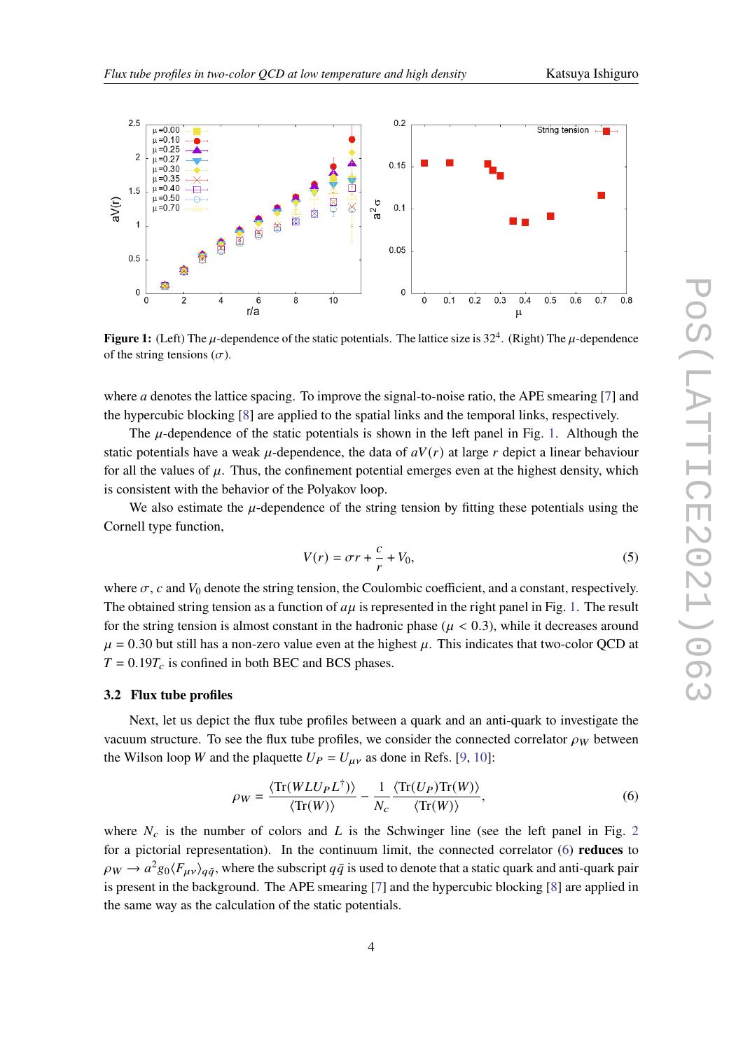**Figure 1:** (Left) The $\mu$-dependence of the static potentials. The lattice size is $32^4$. (Right) The $\mu$-dependence of the string tensions ($\sigma$).

where $a$ denotes the lattice spacing. To improve the signal-to-noise ratio, the APE smearing [7] and the hypercubic blocking [8] are applied to the spatial links and the temporal links, respectively.

The $\mu$-dependence of the static potentials is shown in the left panel in Fig. 1. Although the static potentials have a weak $\mu$-dependence, the data of $aV(r)$ at large $r$ depict a linear behaviour for all the values of $\mu$. Thus, the confinement potential emerges even at the highest density, which is consistent with the behavior of the Polyakov loop.

We also estimate the $\mu$-dependence of the string tension by fitting these potentials using the Cornell type function,

$$V(r) = \sigma r + \frac{c}{r} + V_0, \tag{5}$$

where $\sigma$, $c$ and $V_0$ denote the string tension, the Coulombic coefficient, and a constant, respectively. The obtained string tension as a function of $a\mu$ is represented in the right panel in Fig. 1. The result for the string tension is almost constant in the hadronic phase ($\mu < 0.3$), while it decreases around $\mu = 0.30$ but still has a non-zero value even at the highest $\mu$. This indicates that two-color QCD at $T = 0.19T_c$ is confined in both BEC and BCS phases.

### 3.2 Flux tube profiles

Next, let us depict the flux tube profiles between a quark and an anti-quark to investigate the vacuum structure. To see the flux tube profiles, we consider the connected correlator $\rho_W$ between the Wilson loop $W$ and the plaquette $U_P = U_{\mu\nu}$ as done in Refs. [9, 10]:

$$\rho_W = \frac{\langle \mathrm{Tr}(W L U_P L^\dagger) \rangle}{\langle \mathrm{Tr}(W) \rangle} - \frac{1}{N_c} \frac{\langle \mathrm{Tr}(U_P) \mathrm{Tr}(W) \rangle}{\langle \mathrm{Tr}(W) \rangle}, \tag{6}$$

where $N_c$ is the number of colors and $L$ is the Schwinger line (see the left panel in Fig. 2 for a pictorial representation). In the continuum limit, the connected correlator (6) **reduces** to $\rho_W \to a^2 g_0 \langle F_{\mu\nu} \rangle_{q\bar{q}}$, where the subscript $q\bar{q}$ is used to denote that a static quark and anti-quark pair is present in the background. The APE smearing [7] and the hypercubic blocking [8] are applied in the same way as the calculation of the static potentials.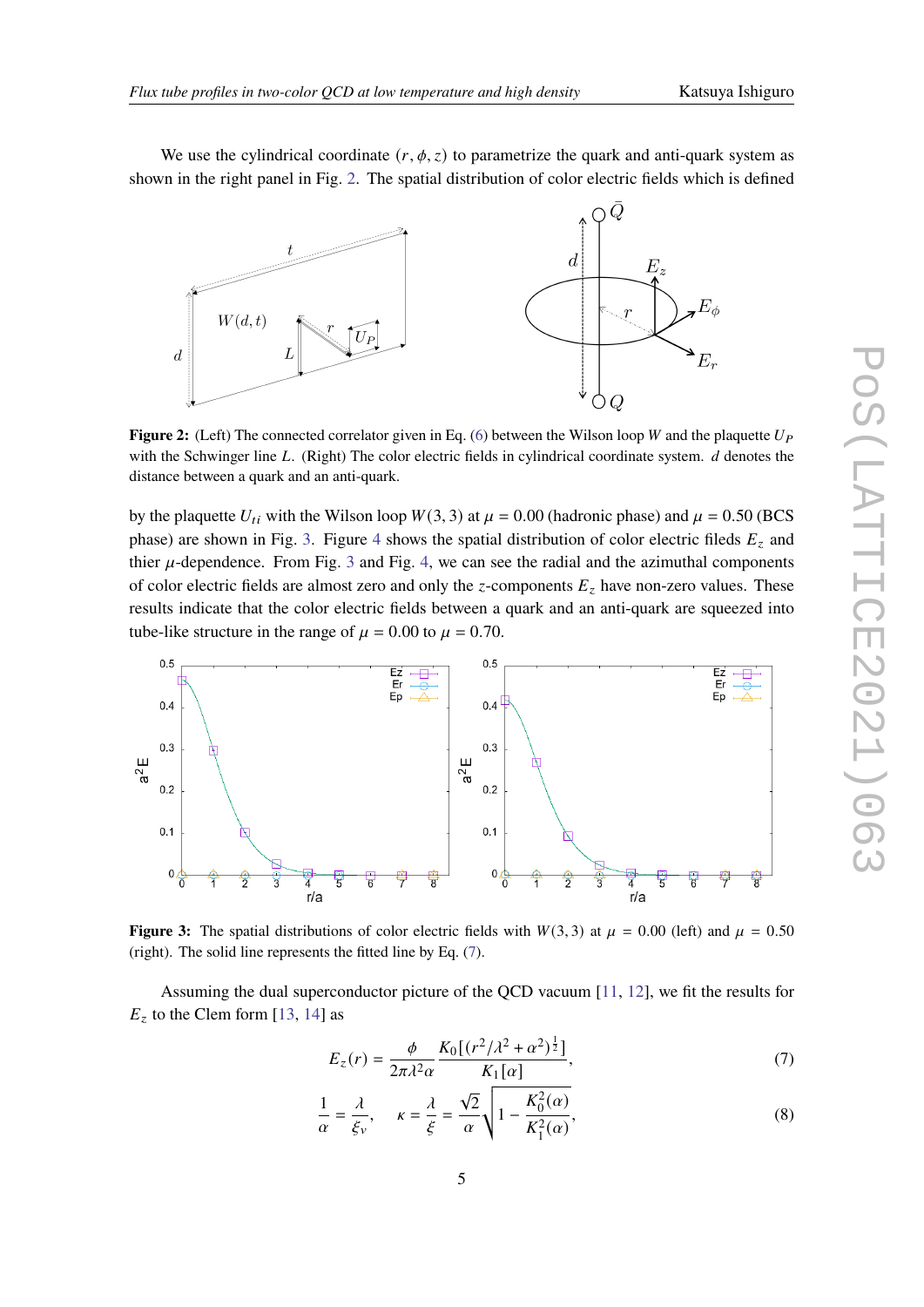We use the cylindrical coordinate $(r, \phi, z)$ to parametrize the quark and anti-quark system as shown in the right panel in Fig. 2. The spatial distribution of color electric fields which is defined

**Figure 2:** (Left) The connected correlator given in Eq. (6) between the Wilson loop $W$ and the plaquette $U_P$ with the Schwinger line $L$. (Right) The color electric fields in cylindrical coordinate system. $d$ denotes the distance between a quark and an anti-quark.

by the plaquette $U_{ti}$ with the Wilson loop $W(3,3)$ at $\mu = 0.00$ (hadronic phase) and $\mu = 0.50$ (BCS phase) are shown in Fig. 3. Figure 4 shows the spatial distribution of color electric fileds $E_z$ and thier $\mu$-dependence. From Fig. 3 and Fig. 4, we can see the radial and the azimuthal components of color electric fields are almost zero and only the $z$-components $E_z$ have non-zero values. These results indicate that the color electric fields between a quark and an anti-quark are squeezed into tube-like structure in the range of $\mu = 0.00$ to $\mu = 0.70$.

**Figure 3:** The spatial distributions of color electric fields with $W(3,3)$ at $\mu = 0.00$ (left) and $\mu = 0.50$ (right). The solid line represents the fitted line by Eq. (7).

Assuming the dual superconductor picture of the QCD vacuum [11, 12], we fit the results for $E_z$ to the Clem form [13, 14] as

$$
E_z(r) = \frac{\phi}{2\pi\lambda^2\alpha}\frac{K_0[(r^2/\lambda^2+\alpha^2)^{\frac{1}{2}}]}{K_1[\alpha]}, \tag{7}
$$

$$
\frac{1}{\alpha} = \frac{\lambda}{\xi_v}, \quad \kappa = \frac{\lambda}{\xi} = \frac{\sqrt{2}}{\alpha}\sqrt{1-\frac{K_0^2(\alpha)}{K_1^2(\alpha)}}, \tag{8}
$$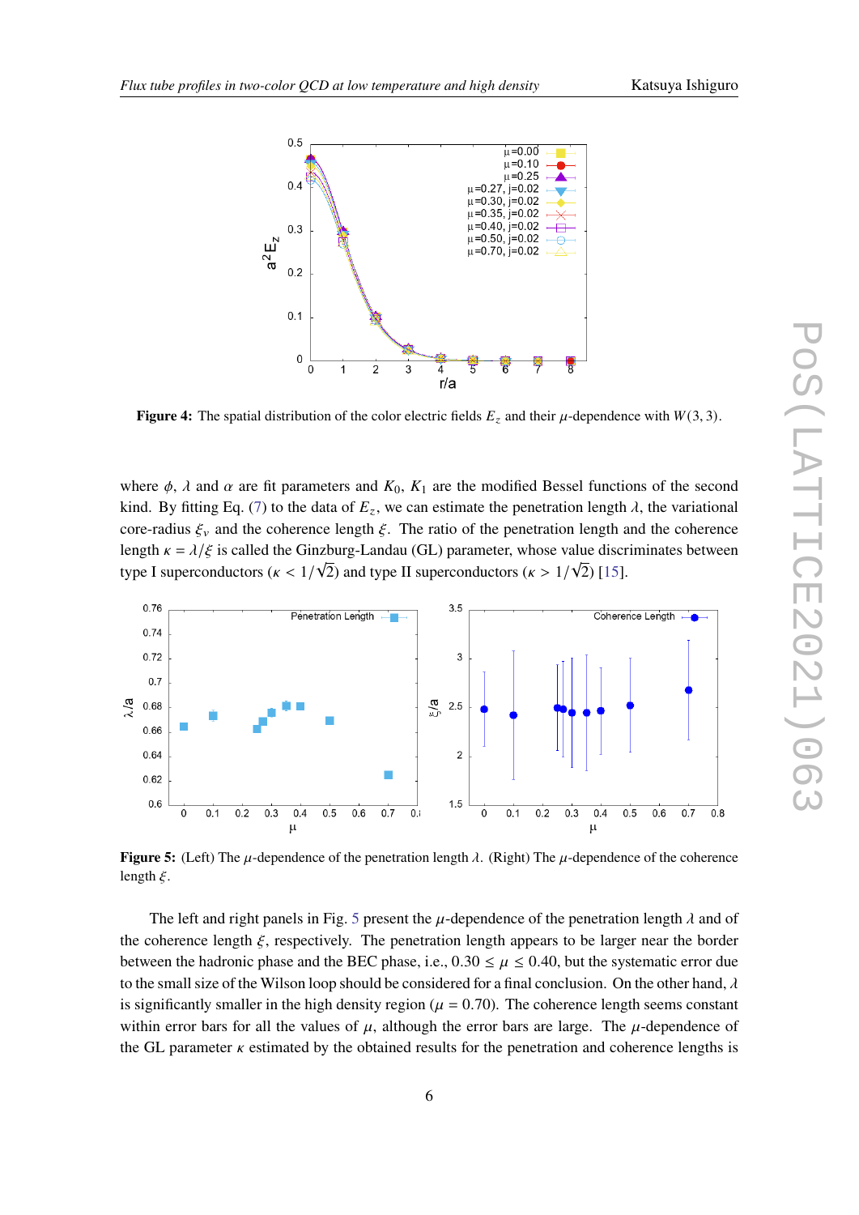**Figure 4:** The spatial distribution of the color electric fields $E_z$ and their $\mu$-dependence with $W(3,3)$.

where $\phi$, $\lambda$ and $\alpha$ are fit parameters and $K_0$, $K_1$ are the modified Bessel functions of the second kind. By fitting Eq. (7) to the data of $E_z$, we can estimate the penetration length $\lambda$, the variational core-radius $\xi_v$ and the coherence length $\xi$. The ratio of the penetration length and the coherence length $\kappa = \lambda/\xi$ is called the Ginzburg-Landau (GL) parameter, whose value discriminates between type I superconductors ($\kappa < 1/\sqrt{2}$) and type II superconductors ($\kappa > 1/\sqrt{2}$) [15].

**Figure 5:** (Left) The $\mu$-dependence of the penetration length $\lambda$. (Right) The $\mu$-dependence of the coherence length $\xi$.

The left and right panels in Fig. 5 present the $\mu$-dependence of the penetration length $\lambda$ and of the coherence length $\xi$, respectively. The penetration length appears to be larger near the border between the hadronic phase and the BEC phase, i.e., $0.30 \le \mu \le 0.40$, but the systematic error due to the small size of the Wilson loop should be considered for a final conclusion. On the other hand, $\lambda$ is significantly smaller in the high density region ($\mu = 0.70$). The coherence length seems constant within error bars for all the values of $\mu$, although the error bars are large. The $\mu$-dependence of the GL parameter $\kappa$ estimated by the obtained results for the penetration and coherence lengths is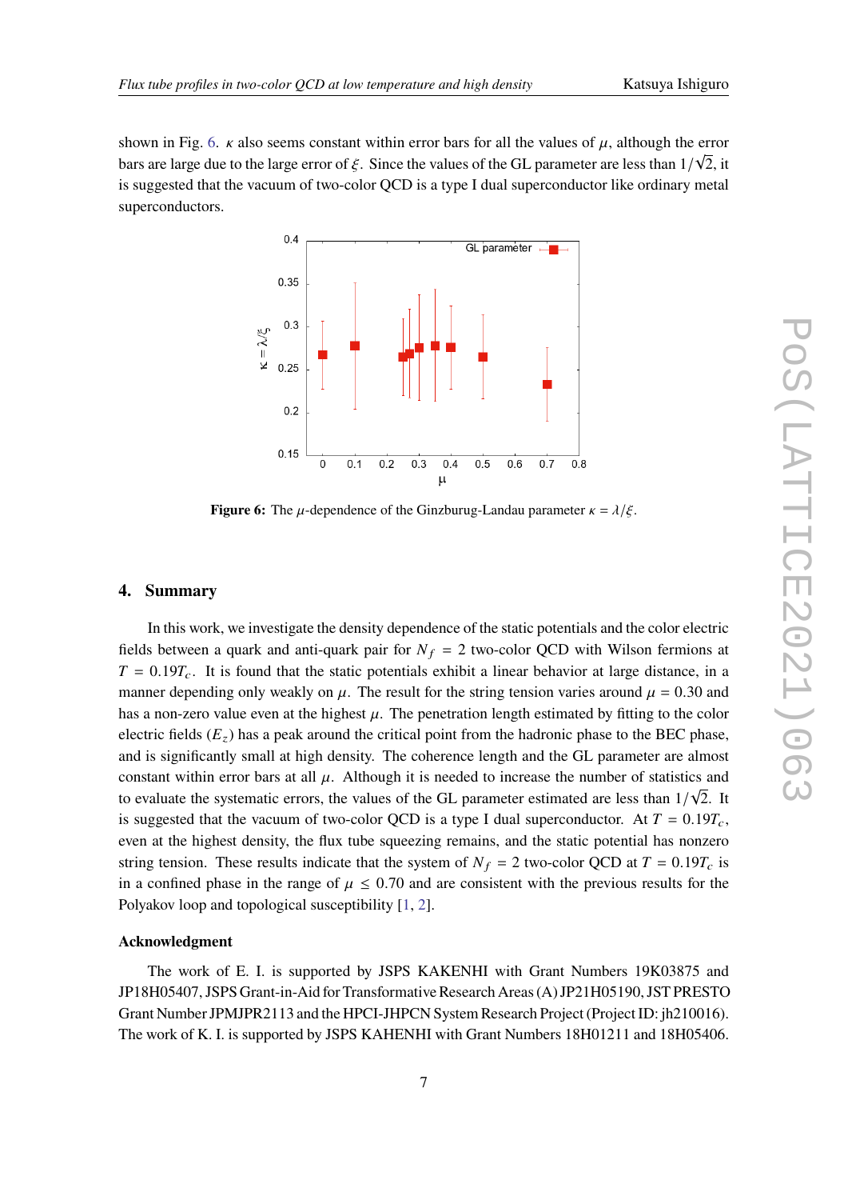shown in Fig. 6. $\kappa$ also seems constant within error bars for all the values of $\mu$, although the error bars are large due to the large error of $\xi$. Since the values of the GL parameter are less than $1/\sqrt{2}$, it is suggested that the vacuum of two-color QCD is a type I dual superconductor like ordinary metal superconductors.

**Figure 6:** The $\mu$-dependence of the Ginzburug-Landau parameter $\kappa = \lambda/\xi$.

## 4. Summary

In this work, we investigate the density dependence of the static potentials and the color electric fields between a quark and anti-quark pair for $N_f = 2$ two-color QCD with Wilson fermions at $T = 0.19T_c$. It is found that the static potentials exhibit a linear behavior at large distance, in a manner depending only weakly on $\mu$. The result for the string tension varies around $\mu = 0.30$ and has a non-zero value even at the highest $\mu$. The penetration length estimated by fitting to the color electric fields ($E_z$) has a peak around the critical point from the hadronic phase to the BEC phase, and is significantly small at high density. The coherence length and the GL parameter are almost constant within error bars at all $\mu$. Although it is needed to increase the number of statistics and to evaluate the systematic errors, the values of the GL parameter estimated are less than $1/\sqrt{2}$. It is suggested that the vacuum of two-color QCD is a type I dual superconductor. At $T = 0.19T_c$, even at the highest density, the flux tube squeezing remains, and the static potential has nonzero string tension. These results indicate that the system of $N_f = 2$ two-color QCD at $T = 0.19T_c$ is in a confined phase in the range of $\mu \leq 0.70$ and are consistent with the previous results for the Polyakov loop and topological susceptibility [1, 2].

### Acknowledgment

The work of E. I. is supported by JSPS KAKENHI with Grant Numbers 19K03875 and JP18H05407, JSPS Grant-in-Aid for Transformative Research Areas (A) JP21H05190, JST PRESTO Grant Number JPMJPR2113 and the HPCI-JHPCN System Research Project (Project ID: jh210016). The work of K. I. is supported by JSPS KAHENHI with Grant Numbers 18H01211 and 18H05406.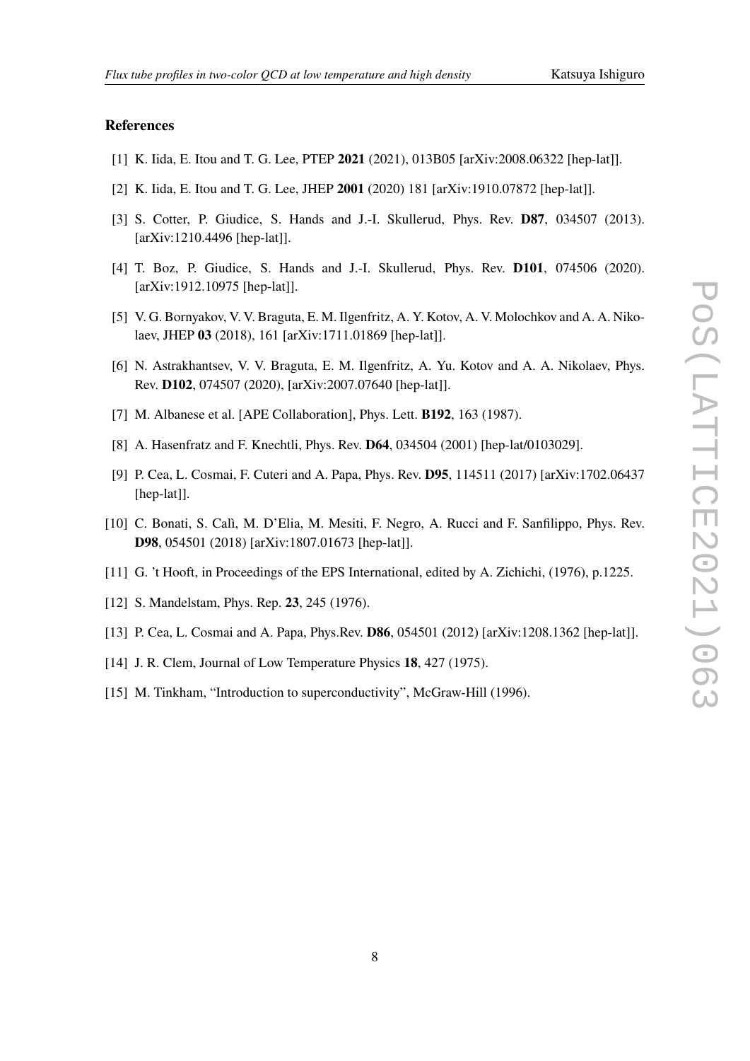## References

[1] K. Iida, E. Itou and T. G. Lee, PTEP **2021** (2021), 013B05 [arXiv:2008.06322 [hep-lat]].

[2] K. Iida, E. Itou and T. G. Lee, JHEP **2001** (2020) 181 [arXiv:1910.07872 [hep-lat]].

[3] S. Cotter, P. Giudice, S. Hands and J.-I. Skullerud, Phys. Rev. **D87**, 034507 (2013). [arXiv:1210.4496 [hep-lat]].

[4] T. Boz, P. Giudice, S. Hands and J.-I. Skullerud, Phys. Rev. **D101**, 074506 (2020). [arXiv:1912.10975 [hep-lat]].

[5] V. G. Bornyakov, V. V. Braguta, E. M. Ilgenfritz, A. Y. Kotov, A. V. Molochkov and A. A. Nikolaev, JHEP **03** (2018), 161 [arXiv:1711.01869 [hep-lat]].

[6] N. Astrakhantsev, V. V. Braguta, E. M. Ilgenfritz, A. Yu. Kotov and A. A. Nikolaev, Phys. Rev. **D102**, 074507 (2020), [arXiv:2007.07640 [hep-lat]].

[7] M. Albanese et al. [APE Collaboration], Phys. Lett. **B192**, 163 (1987).

[8] A. Hasenfratz and F. Knechtli, Phys. Rev. **D64**, 034504 (2001) [hep-lat/0103029].

[9] P. Cea, L. Cosmai, F. Cuteri and A. Papa, Phys. Rev. **D95**, 114511 (2017) [arXiv:1702.06437 [hep-lat]].

[10] C. Bonati, S. Calì, M. D'Elia, M. Mesiti, F. Negro, A. Rucci and F. Sanfilippo, Phys. Rev. **D98**, 054501 (2018) [arXiv:1807.01673 [hep-lat]].

[11] G. 't Hooft, in Proceedings of the EPS International, edited by A. Zichichi, (1976), p.1225.

[12] S. Mandelstam, Phys. Rep. **23**, 245 (1976).

[13] P. Cea, L. Cosmai and A. Papa, Phys.Rev. **D86**, 054501 (2012) [arXiv:1208.1362 [hep-lat]].

[14] J. R. Clem, Journal of Low Temperature Physics **18**, 427 (1975).

[15] M. Tinkham, "Introduction to superconductivity", McGraw-Hill (1996).